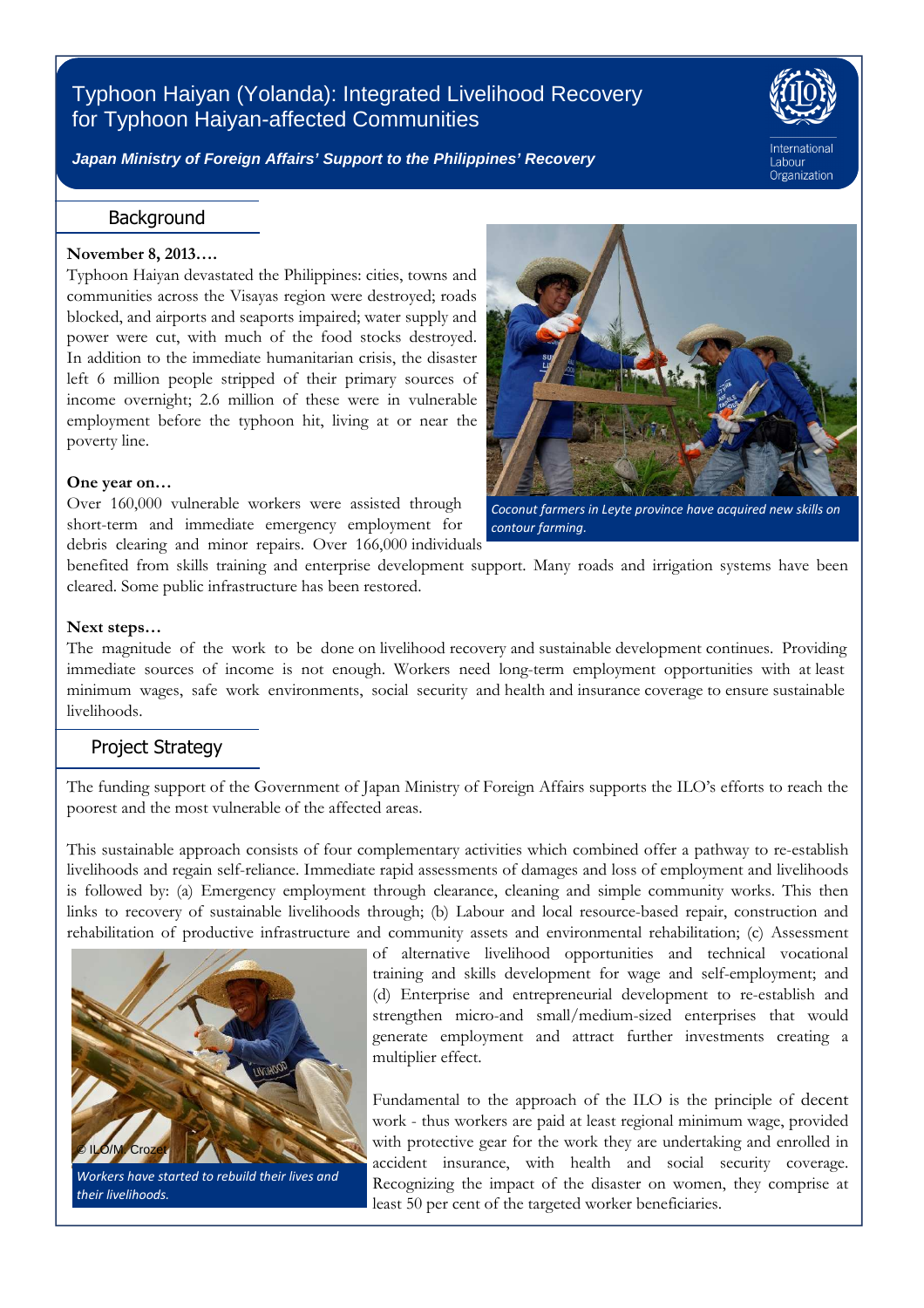# Typhoon Haiyan (Yolanda): Integrated Livelihood Recovery for Typhoon Haiyan-affected Communities

***Japan Ministry of Foreign Affairs' Support to the Philippines' Recovery***

International Labour Organization

## Background

**November 8, 2013….**

Typhoon Haiyan devastated the Philippines: cities, towns and communities across the Visayas region were destroyed; roads blocked, and airports and seaports impaired; water supply and power were cut, with much of the food stocks destroyed. In addition to the immediate humanitarian crisis, the disaster left 6 million people stripped of their primary sources of income overnight; 2.6 million of these were in vulnerable employment before the typhoon hit, living at or near the poverty line.

**One year on…**

Over 160,000 vulnerable workers were assisted through short-term and immediate emergency employment for debris clearing and minor repairs. Over 166,000 individuals benefited from skills training and enterprise development support. Many roads and irrigation systems have been cleared. Some public infrastructure has been restored.

*Coconut farmers in Leyte province have acquired new skills on contour farming.*

**Next steps…**

The magnitude of the work to be done on livelihood recovery and sustainable development continues. Providing immediate sources of income is not enough. Workers need long-term employment opportunities with at least minimum wages, safe work environments, social security and health and insurance coverage to ensure sustainable livelihoods.

## Project Strategy

The funding support of the Government of Japan Ministry of Foreign Affairs supports the ILO's efforts to reach the poorest and the most vulnerable of the affected areas.

This sustainable approach consists of four complementary activities which combined offer a pathway to re-establish livelihoods and regain self-reliance. Immediate rapid assessments of damages and loss of employment and livelihoods is followed by: (a) Emergency employment through clearance, cleaning and simple community works. This then links to recovery of sustainable livelihoods through; (b) Labour and local resource-based repair, construction and rehabilitation of productive infrastructure and community assets and environmental rehabilitation; (c) Assessment of alternative livelihood opportunities and technical vocational training and skills development for wage and self-employment; and (d) Enterprise and entrepreneurial development to re-establish and strengthen micro-and small/medium-sized enterprises that would generate employment and attract further investments creating a multiplier effect.

© ILO/M. Crozet

*Workers have started to rebuild their lives and their livelihoods.*

Fundamental to the approach of the ILO is the principle of decent work - thus workers are paid at least regional minimum wage, provided with protective gear for the work they are undertaking and enrolled in accident insurance, with health and social security coverage. Recognizing the impact of the disaster on women, they comprise at least 50 per cent of the targeted worker beneficiaries.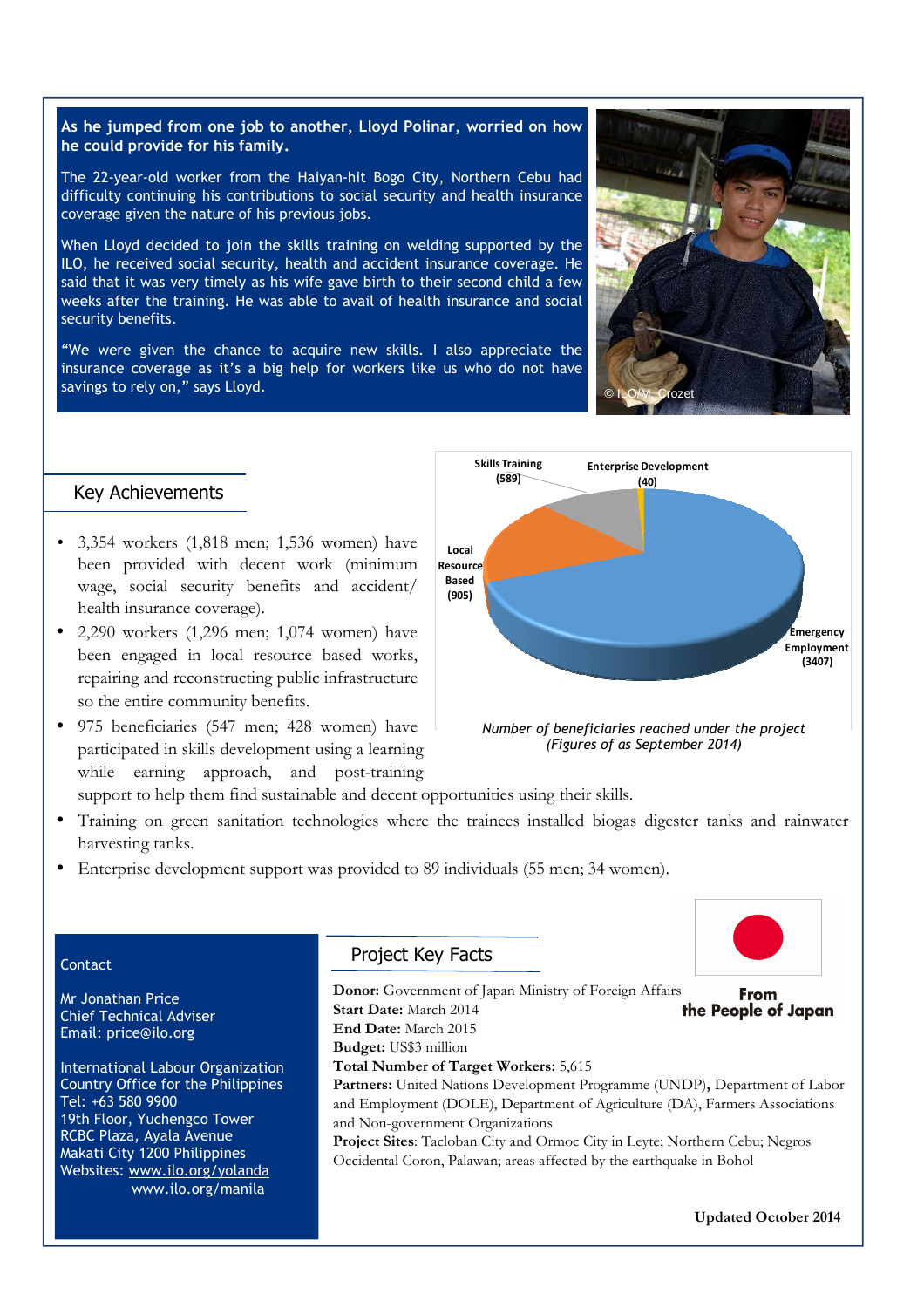**As he jumped from one job to another, Lloyd Polinar, worried on how he could provide for his family.**

The 22-year-old worker from the Haiyan-hit Bogo City, Northern Cebu had difficulty continuing his contributions to social security and health insurance coverage given the nature of his previous jobs.

When Lloyd decided to join the skills training on welding supported by the ILO, he received social security, health and accident insurance coverage. He said that it was very timely as his wife gave birth to their second child a few weeks after the training. He was able to avail of health insurance and social security benefits.

"We were given the chance to acquire new skills. I also appreciate the insurance coverage as it's a big help for workers like us who do not have savings to rely on," says Lloyd.

© ILO/M. Crozet

## Key Achievements

- 3,354 workers (1,818 men; 1,536 women) have been provided with decent work (minimum wage, social security benefits and accident/ health insurance coverage).
- 2,290 workers (1,296 men; 1,074 women) have been engaged in local resource based works, repairing and reconstructing public infrastructure so the entire community benefits.
- 975 beneficiaries (547 men; 428 women) have participated in skills development using a learning while earning approach, and post-training support to help them find sustainable and decent opportunities using their skills.
- Training on green sanitation technologies where the trainees installed biogas digester tanks and rainwater harvesting tanks.
- Enterprise development support was provided to 89 individuals (55 men; 34 women).

Skills Training (589)
Enterprise Development (40)
Local Resource Based (905)
Emergency Employment (3407)

*Number of beneficiaries reached under the project (Figures of as September 2014)*

Contact

Mr Jonathan Price
Chief Technical Adviser
Email: price@ilo.org

International Labour Organization
Country Office for the Philippines
Tel: +63 580 9900
19th Floor, Yuchengco Tower
RCBC Plaza, Ayala Avenue
Makati City 1200 Philippines
Websites: www.ilo.org/yolanda
www.ilo.org/manila

## Project Key Facts

From the People of Japan

**Donor:** Government of Japan Ministry of Foreign Affairs
**Start Date:** March 2014
**End Date:** March 2015
**Budget:** US$3 million
**Total Number of Target Workers:** 5,615
**Partners:** United Nations Development Programme (UNDP)**,** Department of Labor and Employment (DOLE), Department of Agriculture (DA), Farmers Associations and Non-government Organizations
**Project Sites**: Tacloban City and Ormoc City in Leyte; Northern Cebu; Negros Occidental Coron, Palawan; areas affected by the earthquake in Bohol

**Updated October 2014**